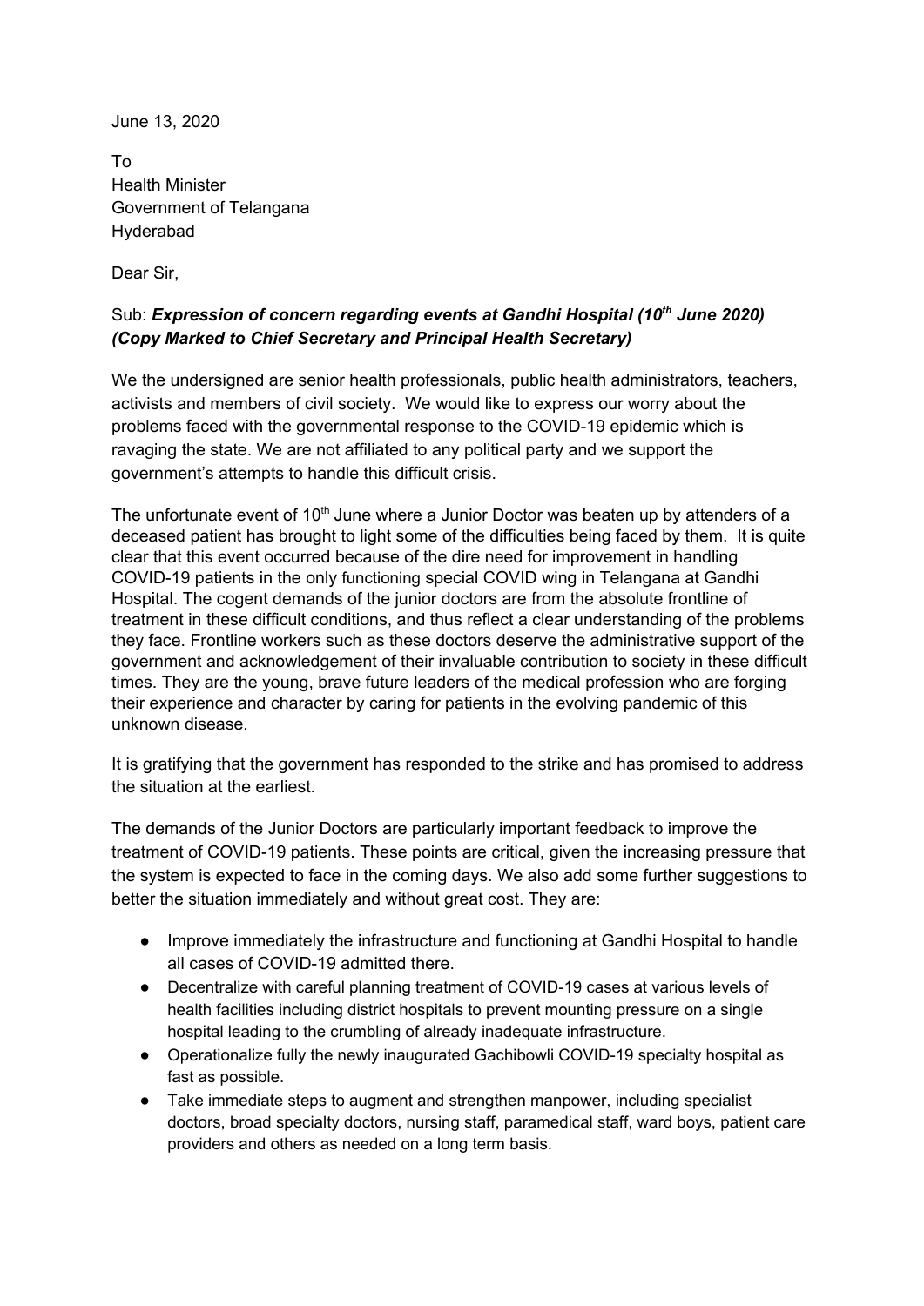June 13, 2020

To
Health Minister
Government of Telangana
Hyderabad

Dear Sir,

Sub: ***Expression of concern regarding events at Gandhi Hospital (10th June 2020) (Copy Marked to Chief Secretary and Principal Health Secretary)***

We the undersigned are senior health professionals, public health administrators, teachers, activists and members of civil society. We would like to express our worry about the problems faced with the governmental response to the COVID-19 epidemic which is ravaging the state. We are not affiliated to any political party and we support the government's attempts to handle this difficult crisis.

The unfortunate event of 10th June where a Junior Doctor was beaten up by attenders of a deceased patient has brought to light some of the difficulties being faced by them. It is quite clear that this event occurred because of the dire need for improvement in handling COVID-19 patients in the only functioning special COVID wing in Telangana at Gandhi Hospital. The cogent demands of the junior doctors are from the absolute frontline of treatment in these difficult conditions, and thus reflect a clear understanding of the problems they face. Frontline workers such as these doctors deserve the administrative support of the government and acknowledgement of their invaluable contribution to society in these difficult times. They are the young, brave future leaders of the medical profession who are forging their experience and character by caring for patients in the evolving pandemic of this unknown disease.

It is gratifying that the government has responded to the strike and has promised to address the situation at the earliest.

The demands of the Junior Doctors are particularly important feedback to improve the treatment of COVID-19 patients. These points are critical, given the increasing pressure that the system is expected to face in the coming days. We also add some further suggestions to better the situation immediately and without great cost. They are:

- Improve immediately the infrastructure and functioning at Gandhi Hospital to handle all cases of COVID-19 admitted there.
- Decentralize with careful planning treatment of COVID-19 cases at various levels of health facilities including district hospitals to prevent mounting pressure on a single hospital leading to the crumbling of already inadequate infrastructure.
- Operationalize fully the newly inaugurated Gachibowli COVID-19 specialty hospital as fast as possible.
- Take immediate steps to augment and strengthen manpower, including specialist doctors, broad specialty doctors, nursing staff, paramedical staff, ward boys, patient care providers and others as needed on a long term basis.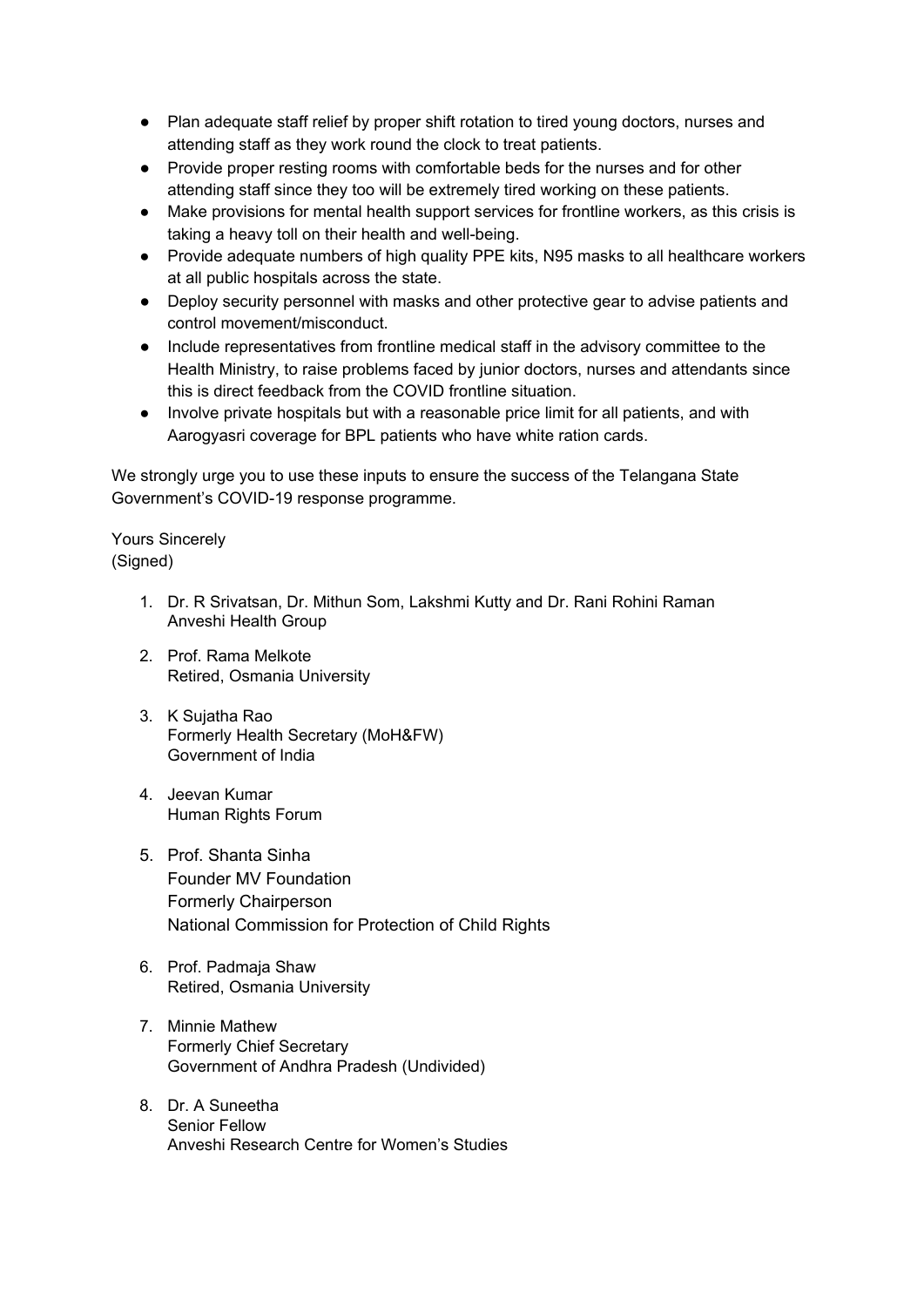- Plan adequate staff relief by proper shift rotation to tired young doctors, nurses and attending staff as they work round the clock to treat patients.
- Provide proper resting rooms with comfortable beds for the nurses and for other attending staff since they too will be extremely tired working on these patients.
- Make provisions for mental health support services for frontline workers, as this crisis is taking a heavy toll on their health and well-being.
- Provide adequate numbers of high quality PPE kits, N95 masks to all healthcare workers at all public hospitals across the state.
- Deploy security personnel with masks and other protective gear to advise patients and control movement/misconduct.
- Include representatives from frontline medical staff in the advisory committee to the Health Ministry, to raise problems faced by junior doctors, nurses and attendants since this is direct feedback from the COVID frontline situation.
- Involve private hospitals but with a reasonable price limit for all patients, and with Aarogyasri coverage for BPL patients who have white ration cards.

We strongly urge you to use these inputs to ensure the success of the Telangana State Government's COVID-19 response programme.

Yours Sincerely
(Signed)

1. Dr. R Srivatsan, Dr. Mithun Som, Lakshmi Kutty and Dr. Rani Rohini Raman
   Anveshi Health Group

2. Prof. Rama Melkote
   Retired, Osmania University

3. K Sujatha Rao
   Formerly Health Secretary (MoH&FW)
   Government of India

4. Jeevan Kumar
   Human Rights Forum

5. Prof. Shanta Sinha
   Founder MV Foundation
   Formerly Chairperson
   National Commission for Protection of Child Rights

6. Prof. Padmaja Shaw
   Retired, Osmania University

7. Minnie Mathew
   Formerly Chief Secretary
   Government of Andhra Pradesh (Undivided)

8. Dr. A Suneetha
   Senior Fellow
   Anveshi Research Centre for Women's Studies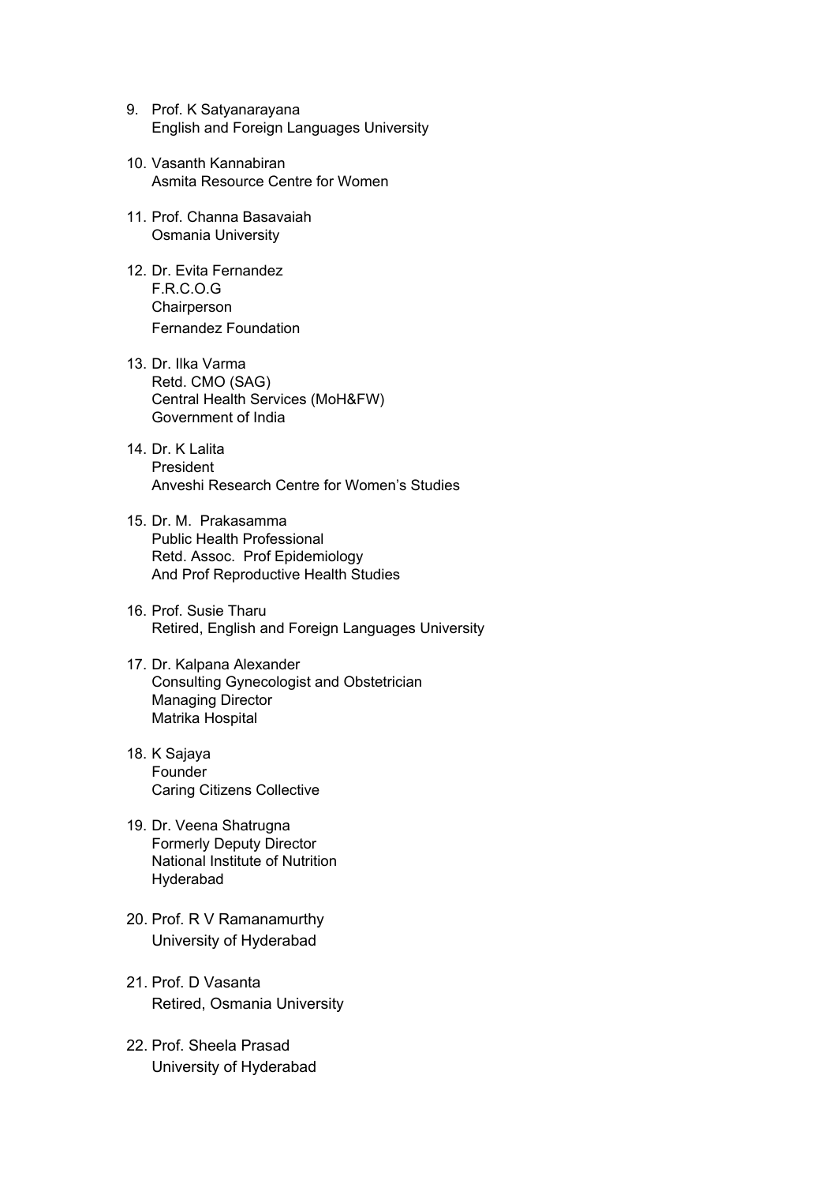9. Prof. K Satyanarayana
   English and Foreign Languages University

10. Vasanth Kannabiran
    Asmita Resource Centre for Women

11. Prof. Channa Basavaiah
    Osmania University

12. Dr. Evita Fernandez
    F.R.C.O.G
    Chairperson
    Fernandez Foundation

13. Dr. Ilka Varma
    Retd. CMO (SAG)
    Central Health Services (MoH&FW)
    Government of India

14. Dr. K Lalita
    President
    Anveshi Research Centre for Women's Studies

15. Dr. M. Prakasamma
    Public Health Professional
    Retd. Assoc. Prof Epidemiology
    And Prof Reproductive Health Studies

16. Prof. Susie Tharu
    Retired, English and Foreign Languages University

17. Dr. Kalpana Alexander
    Consulting Gynecologist and Obstetrician
    Managing Director
    Matrika Hospital

18. K Sajaya
    Founder
    Caring Citizens Collective

19. Dr. Veena Shatrugna
    Formerly Deputy Director
    National Institute of Nutrition
    Hyderabad

20. Prof. R V Ramanamurthy
    University of Hyderabad

21. Prof. D Vasanta
    Retired, Osmania University

22. Prof. Sheela Prasad
    University of Hyderabad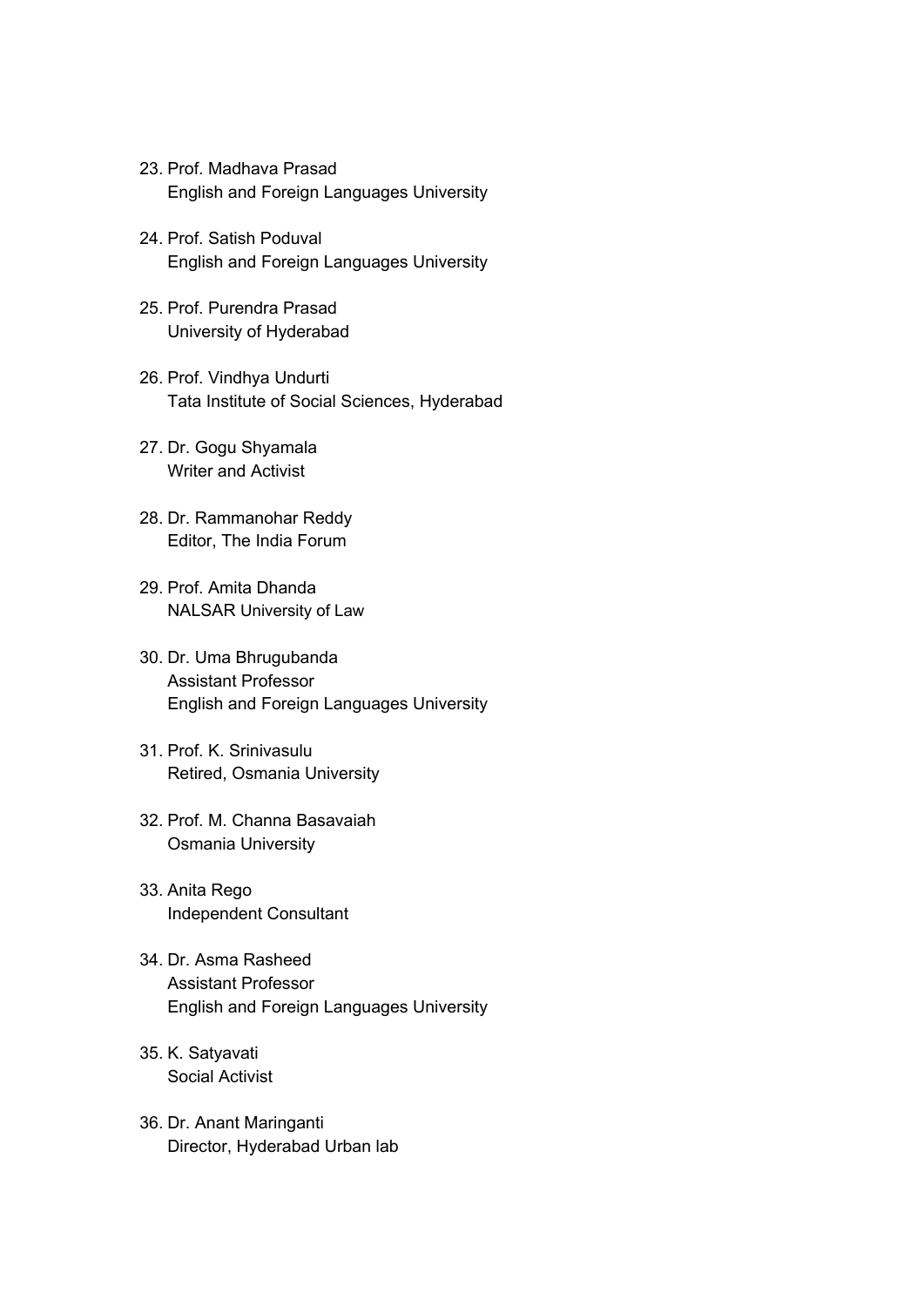23. Prof. Madhava Prasad
    English and Foreign Languages University

24. Prof. Satish Poduval
    English and Foreign Languages University

25. Prof. Purendra Prasad
    University of Hyderabad

26. Prof. Vindhya Undurti
    Tata Institute of Social Sciences, Hyderabad

27. Dr. Gogu Shyamala
    Writer and Activist

28. Dr. Rammanohar Reddy
    Editor, The India Forum

29. Prof. Amita Dhanda
    NALSAR University of Law

30. Dr. Uma Bhrugubanda
    Assistant Professor
    English and Foreign Languages University

31. Prof. K. Srinivasulu
    Retired, Osmania University

32. Prof. M. Channa Basavaiah
    Osmania University

33. Anita Rego
    Independent Consultant

34. Dr. Asma Rasheed
    Assistant Professor
    English and Foreign Languages University

35. K. Satyavati
    Social Activist

36. Dr. Anant Maringanti
    Director, Hyderabad Urban lab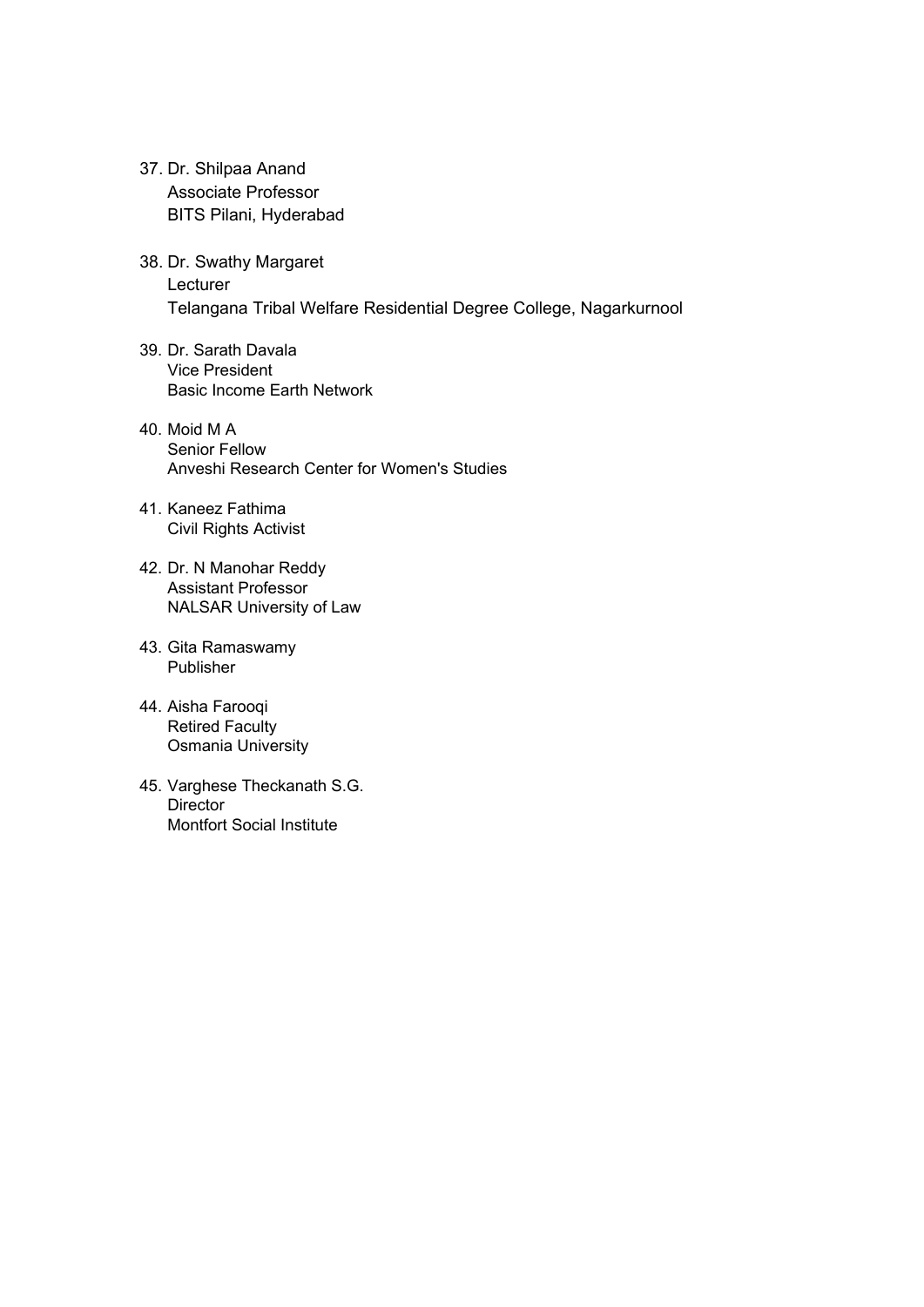37. Dr. Shilpaa Anand
    Associate Professor
    BITS Pilani, Hyderabad

38. Dr. Swathy Margaret
    Lecturer
    Telangana Tribal Welfare Residential Degree College, Nagarkurnool

39. Dr. Sarath Davala
    Vice President
    Basic Income Earth Network

40. Moid M A
    Senior Fellow
    Anveshi Research Center for Women's Studies

41. Kaneez Fathima
    Civil Rights Activist

42. Dr. N Manohar Reddy
    Assistant Professor
    NALSAR University of Law

43. Gita Ramaswamy
    Publisher

44. Aisha Farooqi
    Retired Faculty
    Osmania University

45. Varghese Theckanath S.G.
    Director
    Montfort Social Institute